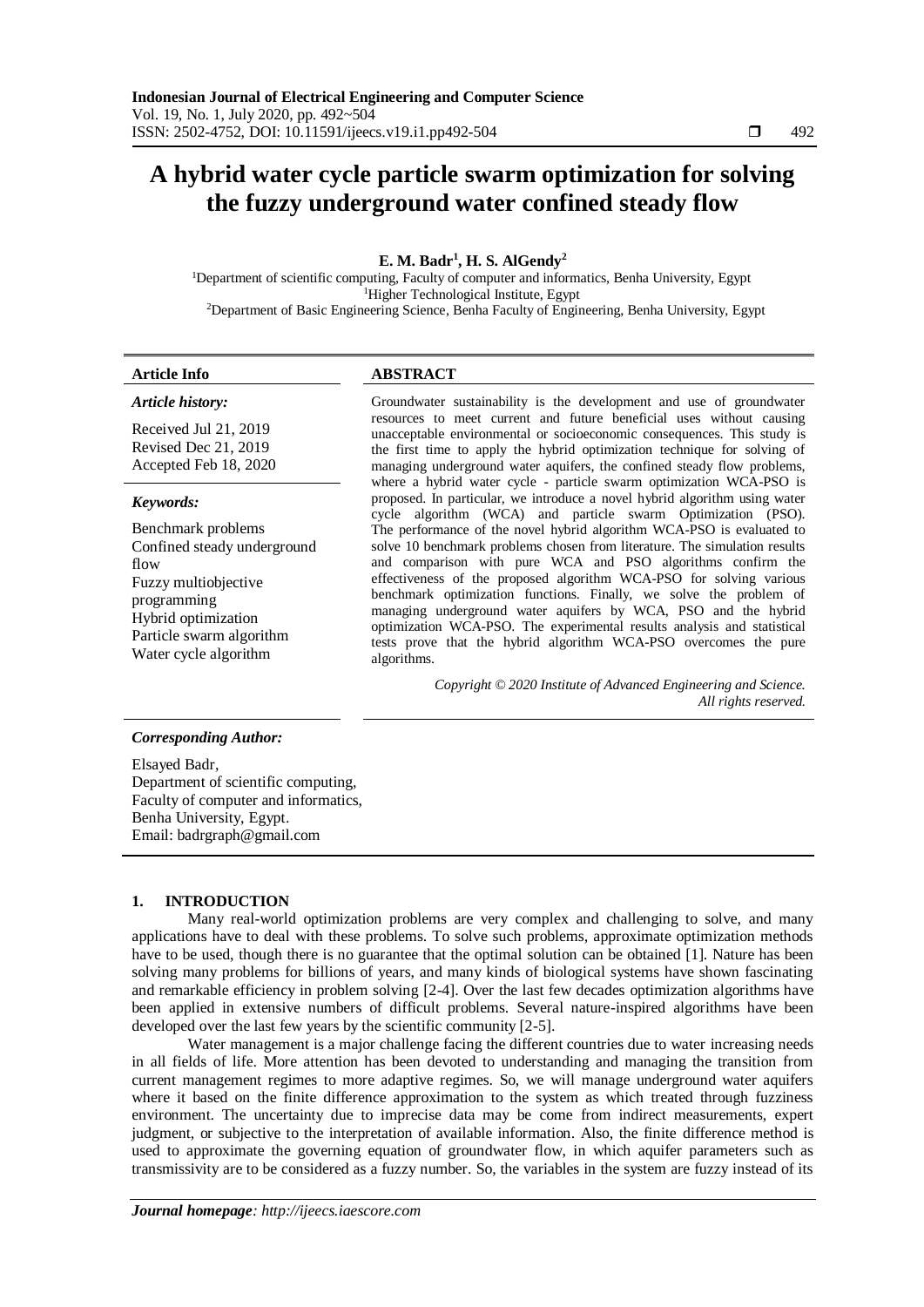# A hybrid water cycle particle swarm optimization for solving the fuzzy underground water confined steady flow

**E. M. Badr[1], H. S. AlGendy[2]**

[1]Department of scientific computing, Faculty of computer and informatics, Benha University, Egypt
[1]Higher Technological Institute, Egypt
[2]Department of Basic Engineering Science, Benha Faculty of Engineering, Benha University, Egypt

**Article Info**

*Article history:*

Received Jul 21, 2019
Revised Dec 21, 2019
Accepted Feb 18, 2020

*Keywords:*

Benchmark problems
Confined steady underground flow
Fuzzy multiobjective programming
Hybrid optimization
Particle swarm algorithm
Water cycle algorithm

**ABSTRACT**

Groundwater sustainability is the development and use of groundwater resources to meet current and future beneficial uses without causing unacceptable environmental or socioeconomic consequences. This study is the first time to apply the hybrid optimization technique for solving of managing underground water aquifers, the confined steady flow problems, where a hybrid water cycle - particle swarm optimization WCA-PSO is proposed. In particular, we introduce a novel hybrid algorithm using water cycle algorithm (WCA) and particle swarm Optimization (PSO). The performance of the novel hybrid algorithm WCA-PSO is evaluated to solve 10 benchmark problems chosen from literature. The simulation results and comparison with pure WCA and PSO algorithms confirm the effectiveness of the proposed algorithm WCA-PSO for solving various benchmark optimization functions. Finally, we solve the problem of managing underground water aquifers by WCA, PSO and the hybrid optimization WCA-PSO. The experimental results analysis and statistical tests prove that the hybrid algorithm WCA-PSO overcomes the pure algorithms.

*Copyright © 2020 Institute of Advanced Engineering and Science. All rights reserved.*

*Corresponding Author:*

Elsayed Badr,
Department of scientific computing,
Faculty of computer and informatics,
Benha University, Egypt.
Email: badrgraph@gmail.com

## 1. INTRODUCTION

Many real-world optimization problems are very complex and challenging to solve, and many applications have to deal with these problems. To solve such problems, approximate optimization methods have to be used, though there is no guarantee that the optimal solution can be obtained [1]. Nature has been solving many problems for billions of years, and many kinds of biological systems have shown fascinating and remarkable efficiency in problem solving [2-4]. Over the last few decades optimization algorithms have been applied in extensive numbers of difficult problems. Several nature-inspired algorithms have been developed over the last few years by the scientific community [2-5].

Water management is a major challenge facing the different countries due to water increasing needs in all fields of life. More attention has been devoted to understanding and managing the transition from current management regimes to more adaptive regimes. So, we will manage underground water aquifers where it based on the finite difference approximation to the system as which treated through fuzziness environment. The uncertainty due to imprecise data may be come from indirect measurements, expert judgment, or subjective to the interpretation of available information. Also, the finite difference method is used to approximate the governing equation of groundwater flow, in which aquifer parameters such as transmissivity are to be considered as a fuzzy number. So, the variables in the system are fuzzy instead of its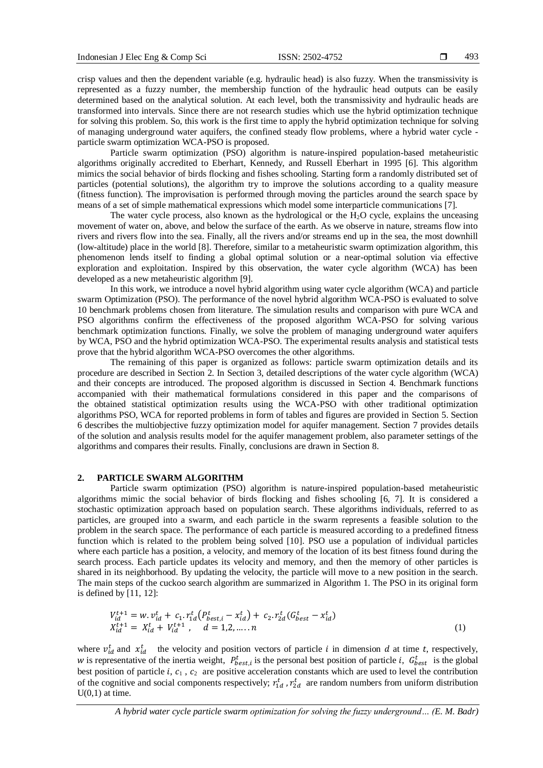crisp values and then the dependent variable (e.g. hydraulic head) is also fuzzy. When the transmissivity is represented as a fuzzy number, the membership function of the hydraulic head outputs can be easily determined based on the analytical solution. At each level, both the transmissivity and hydraulic heads are transformed into intervals. Since there are not research studies which use the hybrid optimization technique for solving this problem. So, this work is the first time to apply the hybrid optimization technique for solving of managing underground water aquifers, the confined steady flow problems, where a hybrid water cycle - particle swarm optimization WCA-PSO is proposed.

Particle swarm optimization (PSO) algorithm is nature-inspired population-based metaheuristic algorithms originally accredited to Eberhart, Kennedy, and Russell Eberhart in 1995 [6]. This algorithm mimics the social behavior of birds flocking and fishes schooling. Starting form a randomly distributed set of particles (potential solutions), the algorithm try to improve the solutions according to a quality measure (fitness function). The improvisation is performed through moving the particles around the search space by means of a set of simple mathematical expressions which model some interparticle communications [7].

The water cycle process, also known as the hydrological or the $H_2O$ cycle, explains the unceasing movement of water on, above, and below the surface of the earth. As we observe in nature, streams flow into rivers and rivers flow into the sea. Finally, all the rivers and/or streams end up in the sea, the most downhill (low-altitude) place in the world [8]. Therefore, similar to a metaheuristic swarm optimization algorithm, this phenomenon lends itself to finding a global optimal solution or a near-optimal solution via effective exploration and exploitation. Inspired by this observation, the water cycle algorithm (WCA) has been developed as a new metaheuristic algorithm [9].

In this work, we introduce a novel hybrid algorithm using water cycle algorithm (WCA) and particle swarm Optimization (PSO). The performance of the novel hybrid algorithm WCA-PSO is evaluated to solve 10 benchmark problems chosen from literature. The simulation results and comparison with pure WCA and PSO algorithms confirm the effectiveness of the proposed algorithm WCA-PSO for solving various benchmark optimization functions. Finally, we solve the problem of managing underground water aquifers by WCA, PSO and the hybrid optimization WCA-PSO. The experimental results analysis and statistical tests prove that the hybrid algorithm WCA-PSO overcomes the other algorithms.

The remaining of this paper is organized as follows: particle swarm optimization details and its procedure are described in Section 2. In Section 3, detailed descriptions of the water cycle algorithm (WCA) and their concepts are introduced. The proposed algorithm is discussed in Section 4. Benchmark functions accompanied with their mathematical formulations considered in this paper and the comparisons of the obtained statistical optimization results using the WCA-PSO with other traditional optimization algorithms PSO, WCA for reported problems in form of tables and figures are provided in Section 5. Section 6 describes the multiobjective fuzzy optimization model for aquifer management. Section 7 provides details of the solution and analysis results model for the aquifer management problem, also parameter settings of the algorithms and compares their results. Finally, conclusions are drawn in Section 8.

## 2. PARTICLE SWARM ALGORITHM

Particle swarm optimization (PSO) algorithm is nature-inspired population-based metaheuristic algorithms mimic the social behavior of birds flocking and fishes schooling [6, 7]. It is considered a stochastic optimization approach based on population search. These algorithms individuals, referred to as particles, are grouped into a swarm, and each particle in the swarm represents a feasible solution to the problem in the search space. The performance of each particle is measured according to a predefined fitness function which is related to the problem being solved [10]. PSO use a population of individual particles where each particle has a position, a velocity, and memory of the location of its best fitness found during the search process. Each particle updates its velocity and memory, and then the memory of other particles is shared in its neighborhood. By updating the velocity, the particle will move to a new position in the search. The main steps of the cuckoo search algorithm are summarized in Algorithm 1. The PSO in its original form is defined by [11, 12]:

$$
\begin{aligned}
V_{id}^{t+1} &= w.v_{id}^{t} + c_1.r_{1d}^{t}\left(P_{best,i}^{t} - x_{id}^{t}\right) + c_2.r_{2d}^{t}\left(G_{best}^{t} - x_{id}^{t}\right) \\
X_{id}^{t+1} &= X_{id}^{t} + V_{id}^{t+1}, \quad d = 1,2,\ldots.n
\end{aligned} \tag{1}
$$

where $v_{id}^{t}$ and $x_{id}^{t}$ the velocity and position vectors of particle $i$ in dimension $d$ at time $t$, respectively, $w$ is representative of the inertia weight, $P_{best,i}^{t}$ is the personal best position of particle $i$, $G_{best}^{t}$ is the global best position of particle $i$, $c_1$, $c_2$ are positive acceleration constants which are used to level the contribution of the cognitive and social components respectively; $r_{1d}^{t}$, $r_{2d}^{t}$ are random numbers from uniform distribution $U(0,1)$ at time.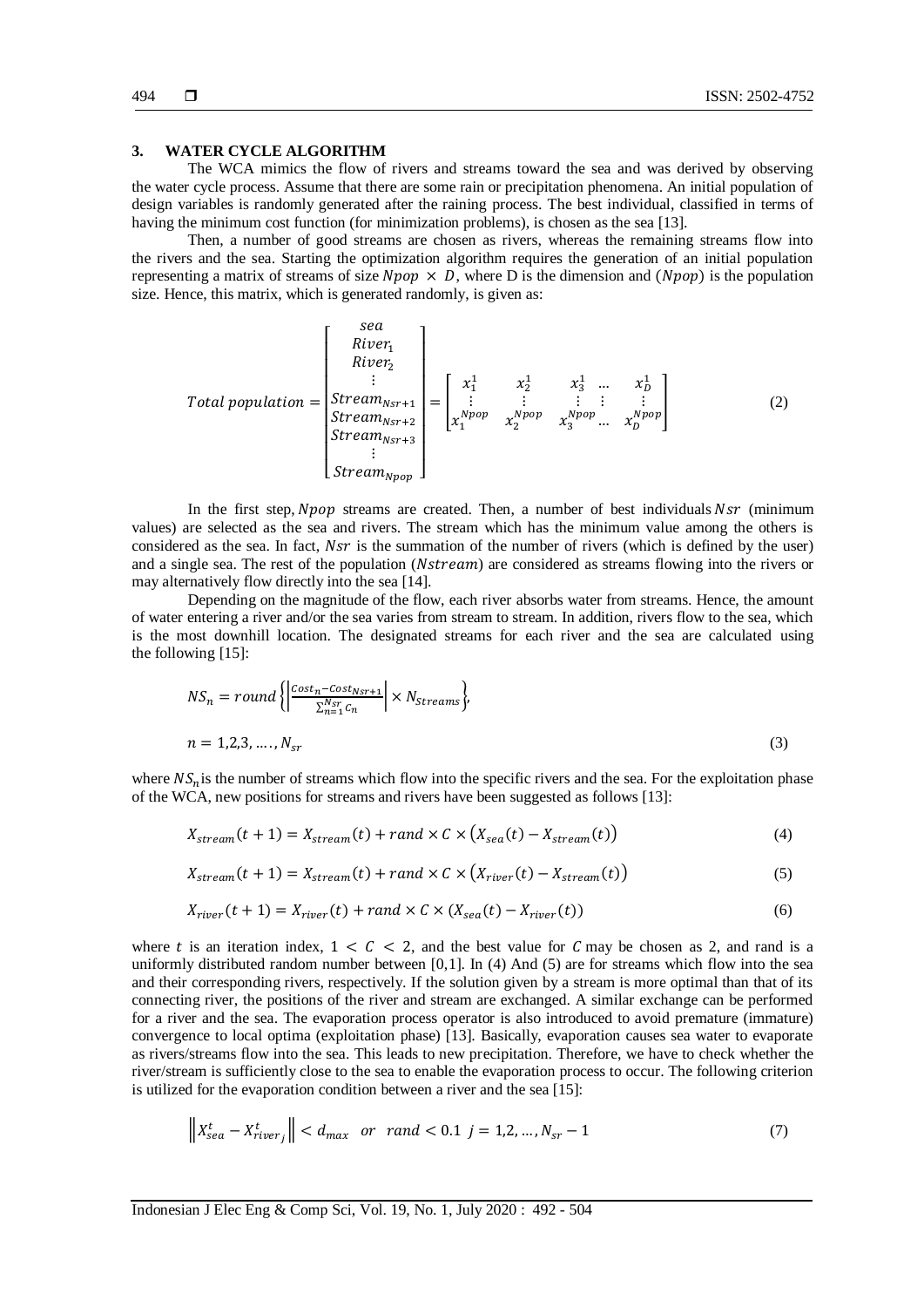## 3. WATER CYCLE ALGORITHM

The WCA mimics the flow of rivers and streams toward the sea and was derived by observing the water cycle process. Assume that there are some rain or precipitation phenomena. An initial population of design variables is randomly generated after the raining process. The best individual, classified in terms of having the minimum cost function (for minimization problems), is chosen as the sea [13].

Then, a number of good streams are chosen as rivers, whereas the remaining streams flow into the rivers and the sea. Starting the optimization algorithm requires the generation of an initial population representing a matrix of streams of size $Npop \times D$, where D is the dimension and ($Npop$) is the population size. Hence, this matrix, which is generated randomly, is given as:

$$Total\ population = \begin{bmatrix} sea \\ River_1 \\ River_2 \\ \vdots \\ Stream_{Nsr+1} \\ Stream_{Nsr+2} \\ Stream_{Nsr+3} \\ \vdots \\ Stream_{Npop} \end{bmatrix} = \begin{bmatrix} x_1^1 & x_2^1 & x_3^1 & \dots & x_D^1 \\ \vdots & \vdots & \vdots & \vdots & \vdots \\ x_1^{Npop} & x_2^{Npop} & x_3^{Npop} & \dots & x_D^{Npop} \end{bmatrix} \tag{2}$$

In the first step, $Npop$ streams are created. Then, a number of best individuals $Nsr$ (minimum values) are selected as the sea and rivers. The stream which has the minimum value among the others is considered as the sea. In fact, $Nsr$ is the summation of the number of rivers (which is defined by the user) and a single sea. The rest of the population ($Nstream$) are considered as streams flowing into the rivers or may alternatively flow directly into the sea [14].

Depending on the magnitude of the flow, each river absorbs water from streams. Hence, the amount of water entering a river and/or the sea varies from stream to stream. In addition, rivers flow to the sea, which is the most downhill location. The designated streams for each river and the sea are calculated using the following [15]:

$$NS_n = round\left\{\left|\frac{Cost_n - Cost_{Nsr+1}}{\sum_{n=1}^{Nsr} C_n}\right| \times N_{Streams}\right\},$$

$$n = 1,2,3, \dots, N_{sr} \tag{3}$$

where $NS_n$ is the number of streams which flow into the specific rivers and the sea. For the exploitation phase of the WCA, new positions for streams and rivers have been suggested as follows [13]:

$$X_{stream}(t+1) = X_{stream}(t) + rand \times C \times \left(X_{sea}(t) - X_{stream}(t)\right) \tag{4}$$

$$X_{stream}(t+1) = X_{stream}(t) + rand \times C \times \left(X_{river}(t) - X_{stream}(t)\right) \tag{5}$$

$$X_{river}(t+1) = X_{river}(t) + rand \times C \times (X_{sea}(t) - X_{river}(t)) \tag{6}$$

where $t$ is an iteration index, $1 < C < 2$, and the best value for $C$ may be chosen as 2, and rand is a uniformly distributed random number between [0,1]. In (4) And (5) are for streams which flow into the sea and their corresponding rivers, respectively. If the solution given by a stream is more optimal than that of its connecting river, the positions of the river and stream are exchanged. A similar exchange can be performed for a river and the sea. The evaporation process operator is also introduced to avoid premature (immature) convergence to local optima (exploitation phase) [13]. Basically, evaporation causes sea water to evaporate as rivers/streams flow into the sea. This leads to new precipitation. Therefore, we have to check whether the river/stream is sufficiently close to the sea to enable the evaporation process to occur. The following criterion is utilized for the evaporation condition between a river and the sea [15]:

$$\left\|X_{sea}^t - X_{river_j}^t\right\| < d_{max} \quad or \quad rand < 0.1 \;\; j = 1,2, \dots, N_{sr} - 1 \tag{7}$$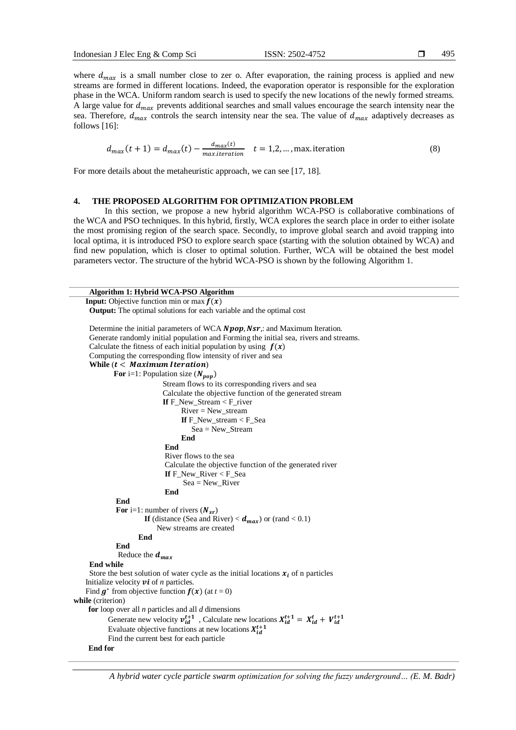where $d_{max}$ is a small number close to zer o. After evaporation, the raining process is applied and new streams are formed in different locations. Indeed, the evaporation operator is responsible for the exploration phase in the WCA. Uniform random search is used to specify the new locations of the newly formed streams. A large value for $d_{max}$ prevents additional searches and small values encourage the search intensity near the sea. Therefore, $d_{max}$ controls the search intensity near the sea. The value of $d_{max}$ adaptively decreases as follows [16]:

$$d_{max}(t+1) = d_{max}(t) - \frac{d_{max}(t)}{max.iteration} \quad t = 1,2,\dots,\text{max. iteration} \tag{8}$$

For more details about the metaheuristic approach, we can see [17, 18].

## 4. THE PROPOSED ALGORITHM FOR OPTIMIZATION PROBLEM

In this section, we propose a new hybrid algorithm WCA-PSO is collaborative combinations of the WCA and PSO techniques. In this hybrid, firstly, WCA explores the search place in order to either isolate the most promising region of the search space. Secondly, to improve global search and avoid trapping into local optima, it is introduced PSO to explore search space (starting with the solution obtained by WCA) and find new population, which is closer to optimal solution. Further, WCA will be obtained the best model parameters vector. The structure of the hybrid WCA-PSO is shown by the following Algorithm 1.

**Algorithm 1: Hybrid WCA-PSO Algorithm**

```
Input: Objective function min or max f(x)
Output: The optimal solutions for each variable and the optimal cost

Determine the initial parameters of WCA Npop, Nsr,: and Maximum Iteration.
Generate randomly initial population and Forming the initial sea, rivers and streams.
Calculate the fitness of each initial population by using f(x)
Computing the corresponding flow intensity of river and sea
While (t < Maximum Iteration)
    For i=1: Population size (N_pop)
            Stream flows to its corresponding rivers and sea
            Calculate the objective function of the generated stream
            If F_New_Stream < F_river
                River = New_stream
                If F_New_stream < F_Sea
                    Sea = New_Stream
                End
            End
            River flows to the sea
            Calculate the objective function of the generated river
            If F_New_River < F_Sea
                Sea = New_River
            End
    End
    For i=1: number of rivers (N_sr)
        If (distance (Sea and River) < d_max) or (rand < 0.1)
            New streams are created
        End
    End
    Reduce the d_max
End while
Store the best solution of water cycle as the initial locations x_i of n particles
Initialize velocity vi of n particles.
Find g* from objective function f(x) (at t = 0)
while (criterion)
    for loop over all n particles and all d dimensions
        Generate new velocity v_id^(t+1) , Calculate new locations X_id^(t+1) = X_id^t + V_id^(t+1)
        Evaluate objective functions at new locations X_id^(t+1)
        Find the current best for each particle
    End for
```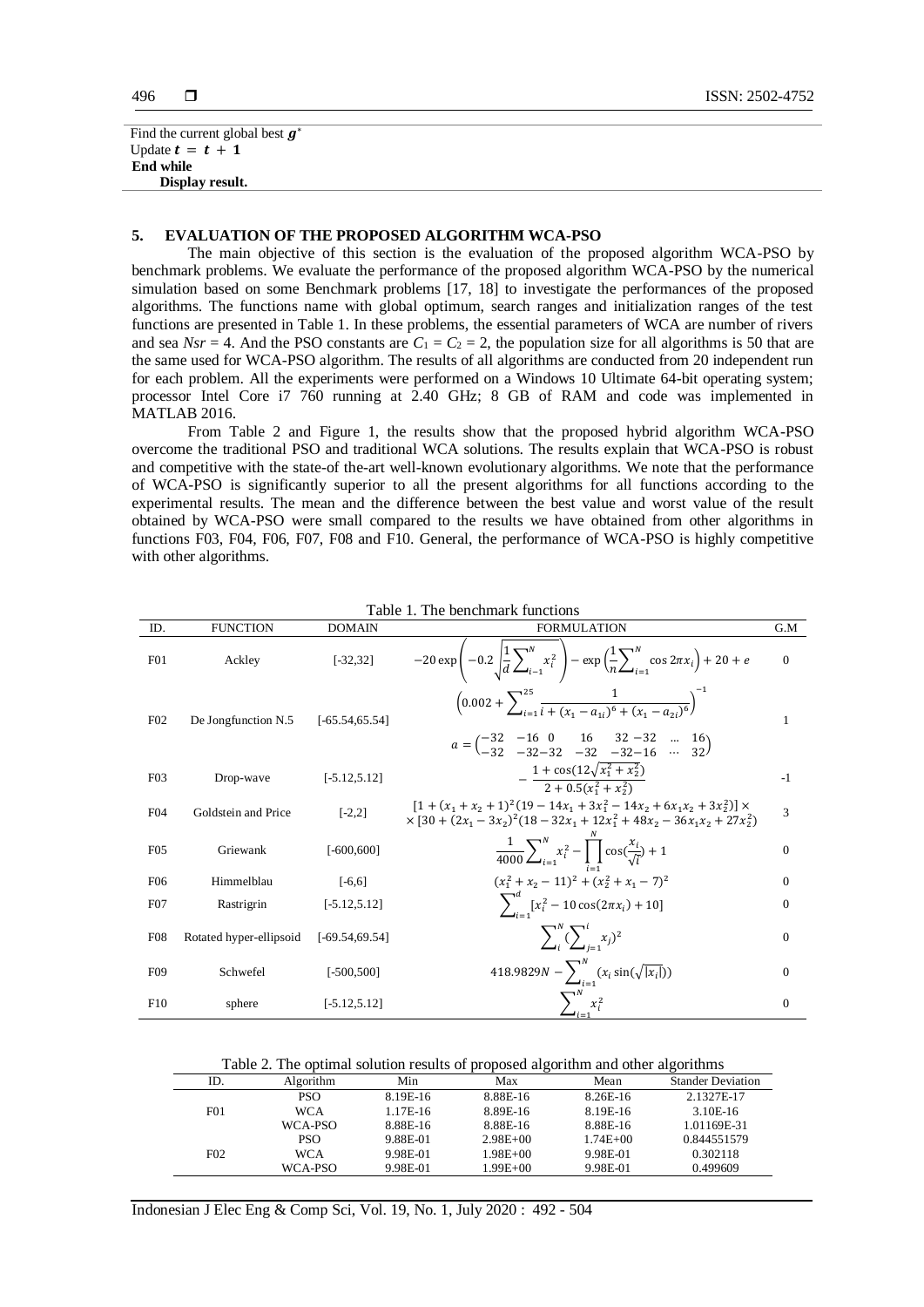Find the current global best $g^*$
Update $t = t + 1$
**End while**
**Display result.**

## 5. EVALUATION OF THE PROPOSED ALGORITHM WCA-PSO

The main objective of this section is the evaluation of the proposed algorithm WCA-PSO by benchmark problems. We evaluate the performance of the proposed algorithm WCA-PSO by the numerical simulation based on some Benchmark problems [17, 18] to investigate the performances of the proposed algorithms. The functions name with global optimum, search ranges and initialization ranges of the test functions are presented in Table 1. In these problems, the essential parameters of WCA are number of rivers and sea $Nsr = 4$. And the PSO constants are $C_1 = C_2 = 2$, the population size for all algorithms is 50 that are the same used for WCA-PSO algorithm. The results of all algorithms are conducted from 20 independent run for each problem. All the experiments were performed on a Windows 10 Ultimate 64-bit operating system; processor Intel Core i7 760 running at 2.40 GHz; 8 GB of RAM and code was implemented in MATLAB 2016.

From Table 2 and Figure 1, the results show that the proposed hybrid algorithm WCA-PSO overcome the traditional PSO and traditional WCA solutions. The results explain that WCA-PSO is robust and competitive with the state-of the-art well-known evolutionary algorithms. We note that the performance of WCA-PSO is significantly superior to all the present algorithms for all functions according to the experimental results. The mean and the difference between the best value and worst value of the result obtained by WCA-PSO were small compared to the results we have obtained from other algorithms in functions F03, F04, F06, F07, F08 and F10. General, the performance of WCA-PSO is highly competitive with other algorithms.

Table 1. The benchmark functions

| ID. | FUNCTION | DOMAIN | FORMULATION | G.M |
|---|---|---|---|---|
| F01 | Ackley | [-32,32] | $-20\exp\left(-0.2\sqrt{\frac{1}{d}\sum_{i-1}^{N}x_i^2}\right)-\exp\left(\frac{1}{n}\sum_{i=1}^{N}\cos 2\pi x_i\right)+20+e$ | 0 |
| F02 | De Jongfunction N.5 | [-65.54,65.54] | $\left(0.002+\sum_{i=1}^{25}\frac{1}{i+(x_1-a_{1i})^6+(x_1-a_{2i})^6}\right)^{-1}$ $a=\begin{pmatrix}-32 & -16 & 0 & 16 & 32 & -32 & \dots & 16\\ -32 & -32 & -32 & -32 & -32 & -16 & \cdots & 32\end{pmatrix}$ | 1 |
| F03 | Drop-wave | [-5.12,5.12] | $-\frac{1+\cos(12\sqrt{x_1^2+x_2^2})}{2+0.5(x_1^2+x_2^2)}$ | -1 |
| F04 | Goldstein and Price | [-2,2] | $[1+(x_1+x_2+1)^2(19-14x_1+3x_1^2-14x_2+6x_1x_2+3x_2^2)]\times$ $\times[30+(2x_1-3x_2)^2(18-32x_1+12x_1^2+48x_2-36x_1x_2+27x_2^2)$ | 3 |
| F05 | Griewank | [-600,600] | $\frac{1}{4000}\sum_{i=1}^{N}x_i^2-\prod_{i=1}^{N}\cos(\frac{x_i}{\sqrt{i}})+1$ | 0 |
| F06 | Himmelblau | [-6,6] | $(x_1^2+x_2-11)^2+(x_2^2+x_1-7)^2$ | 0 |
| F07 | Rastrigrin | [-5.12,5.12] | $\sum_{i=1}^{d}[x_i^2-10\cos(2\pi x_i)+10]$ | 0 |
| F08 | Rotated hyper-ellipsoid | [-69.54,69.54] | $\sum_{i}^{N}(\sum_{j=1}^{i}x_j)^2$ | 0 |
| F09 | Schwefel | [-500,500] | $418.9829N-\sum_{i=1}^{N}(x_i\sin(\sqrt{\lvert x_i\rvert}))$ | 0 |
| F10 | sphere | [-5.12,5.12] | $\sum_{i=1}^{N}x_i^2$ | 0 |

Table 2. The optimal solution results of proposed algorithm and other algorithms

| ID. | Algorithm | Min | Max | Mean | Stander Deviation |
|---|---|---|---|---|---|
| | PSO | 8.19E-16 | 8.88E-16 | 8.26E-16 | 2.1327E-17 |
| F01 | WCA | 1.17E-16 | 8.89E-16 | 8.19E-16 | 3.10E-16 |
| | WCA-PSO | 8.88E-16 | 8.88E-16 | 8.88E-16 | 1.01169E-31 |
| | PSO | 9.88E-01 | 2.98E+00 | 1.74E+00 | 0.844551579 |
| F02 | WCA | 9.98E-01 | 1.98E+00 | 9.98E-01 | 0.302118 |
| | WCA-PSO | 9.98E-01 | 1.99E+00 | 9.98E-01 | 0.499609 |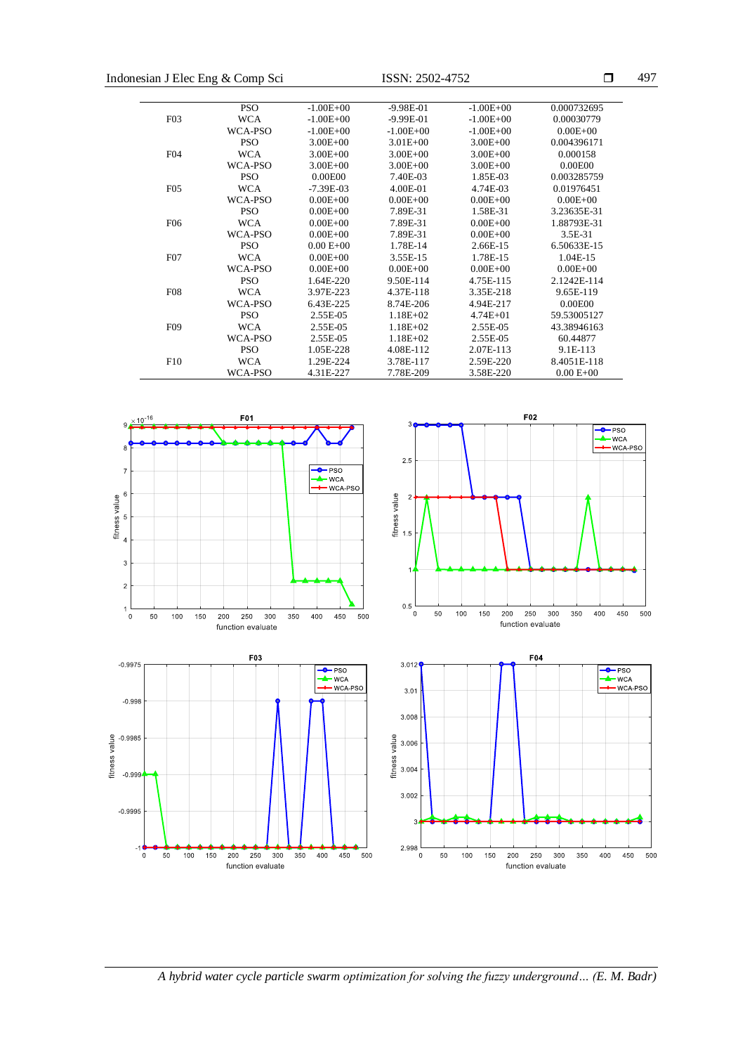| | PSO | -1.00E+00 | -9.98E-01 | -1.00E+00 | 0.000732695 |
|---|---|---|---|---|---|
| F03 | WCA | -1.00E+00 | -9.99E-01 | -1.00E+00 | 0.00030779 |
| | WCA-PSO | -1.00E+00 | -1.00E+00 | -1.00E+00 | 0.00E+00 |
| | PSO | 3.00E+00 | 3.01E+00 | 3.00E+00 | 0.004396171 |
| F04 | WCA | 3.00E+00 | 3.00E+00 | 3.00E+00 | 0.000158 |
| | WCA-PSO | 3.00E+00 | 3.00E+00 | 3.00E+00 | 0.00E00 |
| | PSO | 0.00E00 | 7.40E-03 | 1.85E-03 | 0.003285759 |
| F05 | WCA | -7.39E-03 | 4.00E-01 | 4.74E-03 | 0.01976451 |
| | WCA-PSO | 0.00E+00 | 0.00E+00 | 0.00E+00 | 0.00E+00 |
| | PSO | 0.00E+00 | 7.89E-31 | 1.58E-31 | 3.23635E-31 |
| F06 | WCA | 0.00E+00 | 7.89E-31 | 0.00E+00 | 1.88793E-31 |
| | WCA-PSO | 0.00E+00 | 7.89E-31 | 0.00E+00 | 3.5E-31 |
| | PSO | 0.00 E+00 | 1.78E-14 | 2.66E-15 | 6.50633E-15 |
| F07 | WCA | 0.00E+00 | 3.55E-15 | 1.78E-15 | 1.04E-15 |
| | WCA-PSO | 0.00E+00 | 0.00E+00 | 0.00E+00 | 0.00E+00 |
| | PSO | 1.64E-220 | 9.50E-114 | 4.75E-115 | 2.1242E-114 |
| F08 | WCA | 3.97E-223 | 4.37E-118 | 3.35E-218 | 9.65E-119 |
| | WCA-PSO | 6.43E-225 | 8.74E-206 | 4.94E-217 | 0.00E00 |
| | PSO | 2.55E-05 | 1.18E+02 | 4.74E+01 | 59.53005127 |
| F09 | WCA | 2.55E-05 | 1.18E+02 | 2.55E-05 | 43.38946163 |
| | WCA-PSO | 2.55E-05 | 1.18E+02 | 2.55E-05 | 60.44877 |
| | PSO | 1.05E-228 | 4.08E-112 | 2.07E-113 | 9.1E-113 |
| F10 | WCA | 1.29E-224 | 3.78E-117 | 2.59E-220 | 8.4051E-118 |
| | WCA-PSO | 4.31E-227 | 7.78E-209 | 3.58E-220 | 0.00 E+00 |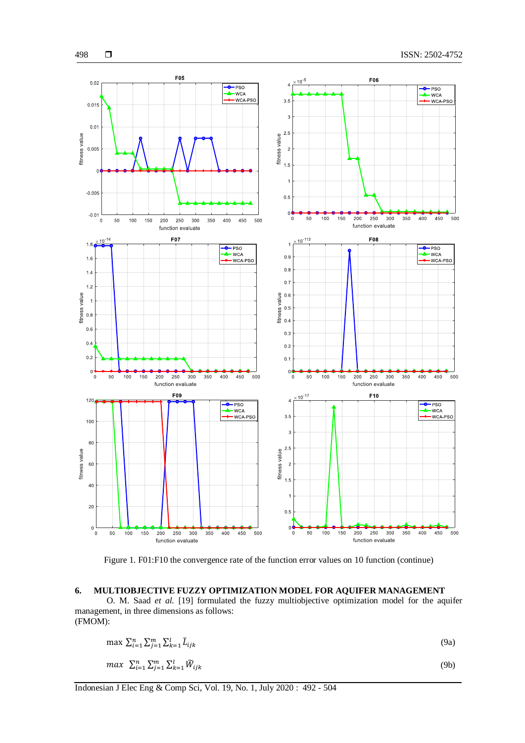Figure 1. F01:F10 the convergence rate of the function error values on 10 function (continue)

## 6. MULTIOBJECTIVE FUZZY OPTIMIZATION MODEL FOR AQUIFER MANAGEMENT

O. M. Saad *et al.* [19] formulated the fuzzy multiobjective optimization model for the aquifer management, in three dimensions as follows:
(FMOM):

$$\max \sum_{i=1}^{n} \sum_{j=1}^{m} \sum_{k=1}^{l} \tilde{L}_{ijk} \tag{9a}$$

$$\max \sum_{i=1}^{n} \sum_{j=1}^{m} \sum_{k=1}^{l} \widetilde{W}_{ijk} \tag{9b}$$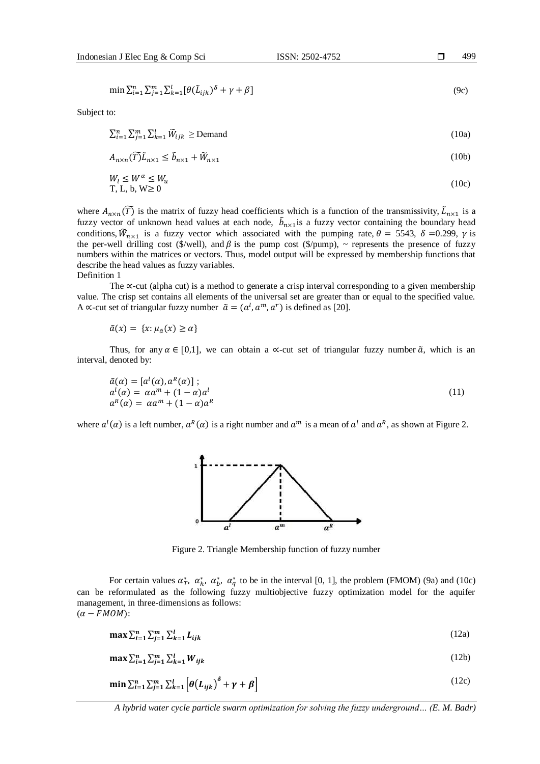$$\min \sum_{i=1}^{n}\sum_{j=1}^{m}\sum_{k=1}^{l}[\theta(\tilde{L}_{ijk})^{\delta} + \gamma + \beta] \tag{9c}$$

Subject to:

$$\sum_{i=1}^{n}\sum_{j=1}^{m}\sum_{k=1}^{l} \widetilde{W}_{ijk} \geq \text{Demand} \tag{10a}$$

$$A_{n\times n}(\widetilde{T})\tilde{L}_{n\times 1} \leq \tilde{b}_{n\times 1} + \widetilde{W}_{n\times 1} \tag{10b}$$

$$W_l \leq W^{\alpha} \leq W_u \quad \text{T, L, b, W} \geq 0 \tag{10c}$$

where $A_{n\times n}(\widetilde{T})$ is the matrix of fuzzy head coefficients which is a function of the transmissivity, $\tilde{L}_{n\times 1}$ is a fuzzy vector of unknown head values at each node, $\tilde{b}_{n\times 1}$ is a fuzzy vector containing the boundary head conditions, $\widetilde{W}_{n\times 1}$ is a fuzzy vector which associated with the pumping rate, $\theta$ = 5543, $\delta$ =0.299, $\gamma$ is the per-well drilling cost (\$/well), and $\beta$ is the pump cost (\$/pump), ~ represents the presence of fuzzy numbers within the matrices or vectors. Thus, model output will be expressed by membership functions that describe the head values as fuzzy variables.

Definition 1

The $\propto$-cut (alpha cut) is a method to generate a crisp interval corresponding to a given membership value. The crisp set contains all elements of the universal set are greater than or equal to the specified value. A $\propto$-cut set of triangular fuzzy number $\tilde{a} = (a^l, a^m, a^r)$ is defined as [20].

$$\tilde{a}(x) = \{x: \mu_{\tilde{a}}(x) \geq \alpha\}$$

Thus, for any $\alpha \in [0,1]$, we can obtain a $\propto$-cut set of triangular fuzzy number $\tilde{a}$, which is an interval, denoted by:

$$\tilde{a}(\alpha) = [a^l(\alpha), a^R(\alpha)]\ ; \quad a^l(\alpha) = \alpha a^m + (1-\alpha)a^l \quad a^R(\alpha) = \alpha a^m + (1-\alpha)a^R \tag{11}$$

where $a^l(\alpha)$ is a left number, $a^R(\alpha)$ is a right number and $a^m$ is a mean of $a^l$ and $a^R$, as shown at Figure 2.

Figure 2. Triangle Membership function of fuzzy number

For certain values $\alpha_T^*,\ \alpha_h^*,\ \alpha_b^*,\ \alpha_q^*$ to be in the interval [0, 1], the problem (FMOM) (9a) and (10c) can be reformulated as the following fuzzy multiobjective fuzzy optimization model for the aquifer management, in three-dimensions as follows:

$(\alpha - FMOM)$:

$$\max \sum_{i=1}^{n}\sum_{j=1}^{m}\sum_{k=1}^{l} \boldsymbol{L_{ijk}} \tag{12a}$$

$$\max \sum_{i=1}^{n}\sum_{j=1}^{m}\sum_{k=1}^{l} \boldsymbol{W_{ijk}} \tag{12b}$$

$$\min \sum_{i=1}^{n}\sum_{j=1}^{m}\sum_{k=1}^{l}\left[\boldsymbol{\theta}\left(\boldsymbol{L_{ijk}}\right)^{\boldsymbol{\delta}} + \boldsymbol{\gamma} + \boldsymbol{\beta}\right] \tag{12c}$$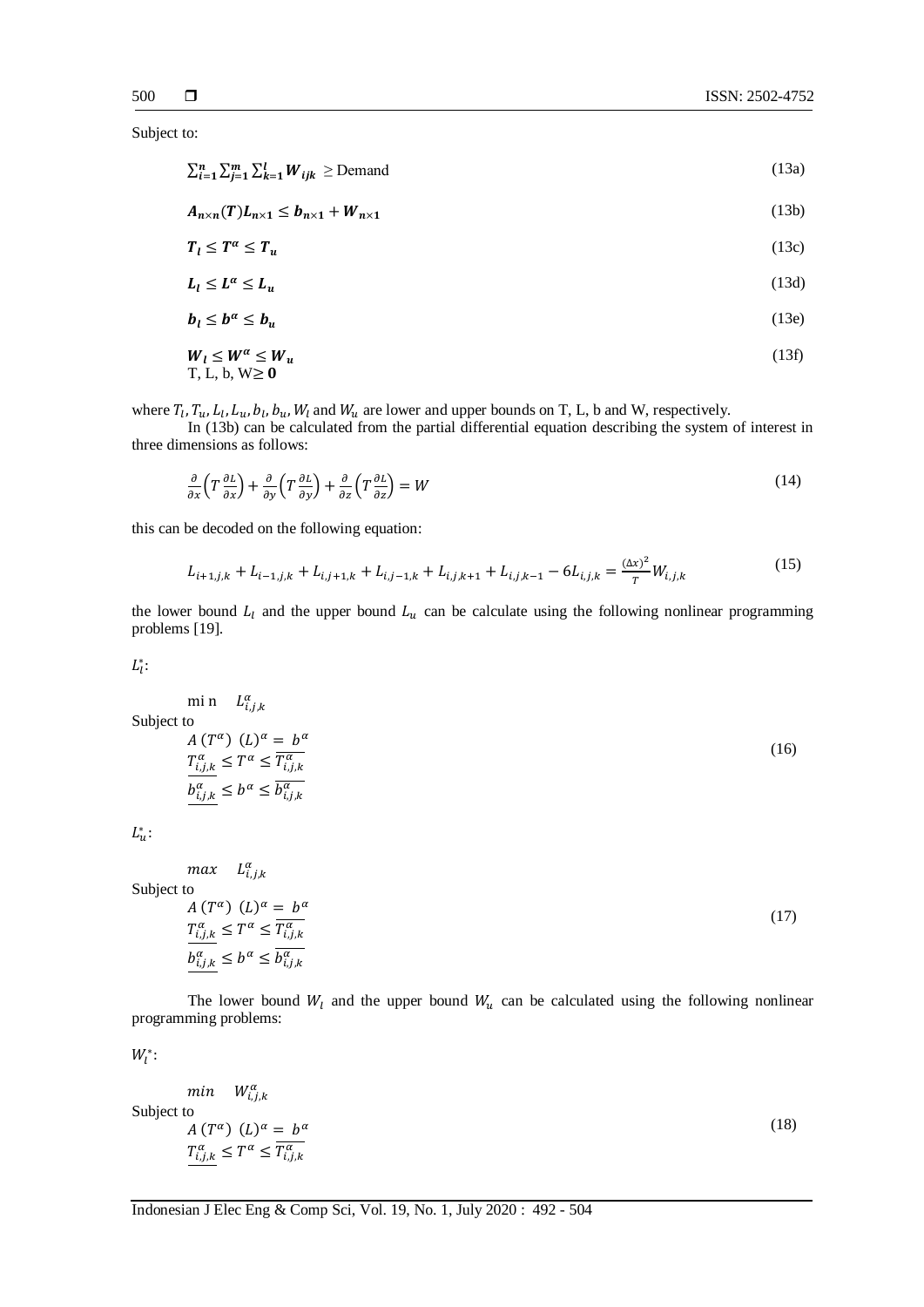Subject to:

$$\sum_{i=1}^{n}\sum_{j=1}^{m}\sum_{k=1}^{l}\boldsymbol{W}_{ijk} \geq \text{Demand} \tag{13a}$$

$$\boldsymbol{A}_{n\times n}(\boldsymbol{T})\boldsymbol{L}_{n\times 1} \leq \boldsymbol{b}_{n\times 1} + \boldsymbol{W}_{n\times 1} \tag{13b}$$

$$\boldsymbol{T}_l \leq \boldsymbol{T}^{\alpha} \leq \boldsymbol{T}_u \tag{13c}$$

$$\boldsymbol{L}_l \leq \boldsymbol{L}^{\alpha} \leq \boldsymbol{L}_u \tag{13d}$$

$$\boldsymbol{b}_l \leq \boldsymbol{b}^{\alpha} \leq \boldsymbol{b}_u \tag{13e}$$

$$\boldsymbol{W}_l \leq \boldsymbol{W}^{\alpha} \leq \boldsymbol{W}_u \tag{13f}$$

$$\text{T, L, b, W} \geq \boldsymbol{0}$$

where $T_l, T_u, L_l, L_u, b_l, b_u, W_l$ and $W_u$ are lower and upper bounds on T, L, b and W, respectively.

In (13b) can be calculated from the partial differential equation describing the system of interest in three dimensions as follows:

$$\frac{\partial}{\partial x}\left(T\frac{\partial L}{\partial x}\right) + \frac{\partial}{\partial y}\left(T\frac{\partial L}{\partial y}\right) + \frac{\partial}{\partial z}\left(T\frac{\partial L}{\partial z}\right) = W \tag{14}$$

this can be decoded on the following equation:

$$L_{i+1,j,k} + L_{i-1,j,k} + L_{i,j+1,k} + L_{i,j-1,k} + L_{i,j,k+1} + L_{i,j,k-1} - 6L_{i,j,k} = \frac{(\Delta x)^2}{T}W_{i,j,k} \tag{15}$$

the lower bound $L_l$ and the upper bound $L_u$ can be calculate using the following nonlinear programming problems [19].

$L_l^*$:

$$\begin{aligned}
&\min \quad L_{i,j,k}^{\alpha} \\
&\text{Subject to} \\
&A\,(T^{\alpha})\ (L)^{\alpha} = b^{\alpha} \\
&\underline{T_{i,j,k}^{\alpha}} \leq T^{\alpha} \leq \overline{T_{i,j,k}^{\alpha}} \\
&\underline{b_{i,j,k}^{\alpha}} \leq b^{\alpha} \leq \overline{b_{i,j,k}^{\alpha}}
\end{aligned} \tag{16}$$

$L_u^*$:

$$\begin{aligned}
&\max \quad L_{i,j,k}^{\alpha} \\
&\text{Subject to} \\
&A\,(T^{\alpha})\ (L)^{\alpha} = b^{\alpha} \\
&\underline{T_{i,j,k}^{\alpha}} \leq T^{\alpha} \leq \overline{T_{i,j,k}^{\alpha}} \\
&\underline{b_{i,j,k}^{\alpha}} \leq b^{\alpha} \leq \overline{b_{i,j,k}^{\alpha}}
\end{aligned} \tag{17}$$

The lower bound $W_l$ and the upper bound $W_u$ can be calculated using the following nonlinear programming problems:

$W_l^*$:

$$\begin{aligned}
&\min \quad W_{i,j,k}^{\alpha} \\
&\text{Subject to} \\
&A\,(T^{\alpha})\ (L)^{\alpha} = b^{\alpha} \\
&\underline{T_{i,j,k}^{\alpha}} \leq T^{\alpha} \leq \overline{T_{i,j,k}^{\alpha}}
\end{aligned} \tag{18}$$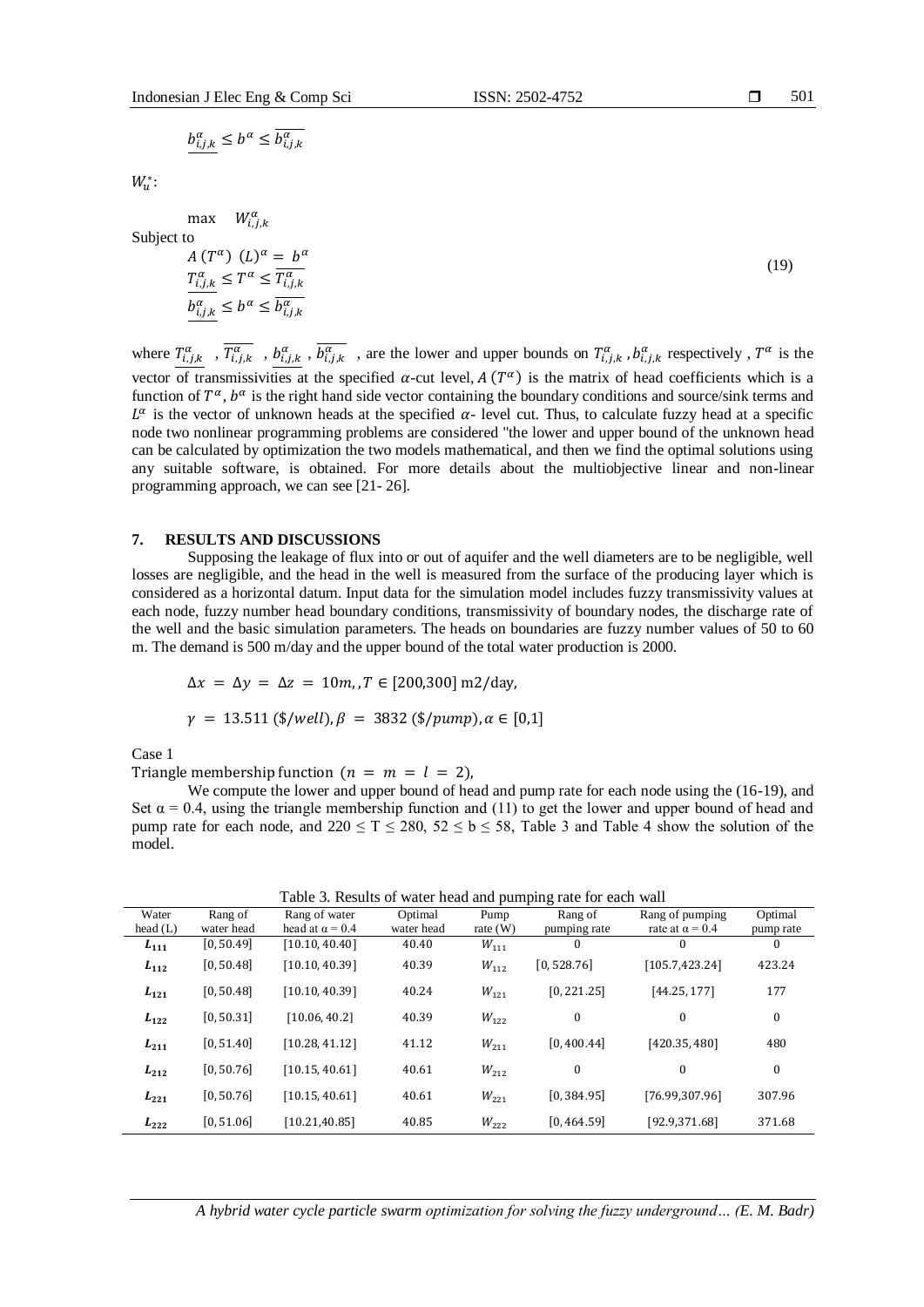$$\underline{b_{i,j,k}^{\alpha}} \leq b^{\alpha} \leq \overline{b_{i,j,k}^{\alpha}}$$

$W_u^*$:

$$\begin{aligned}
&\max \quad W_{i,j,k}^{\alpha} \\
&\text{Subject to} \\
&A\,(T^{\alpha})\;(L)^{\alpha} = b^{\alpha} \\
&\underline{T_{i,j,k}^{\alpha}} \leq T^{\alpha} \leq \overline{T_{i,j,k}^{\alpha}} \\
&\underline{b_{i,j,k}^{\alpha}} \leq b^{\alpha} \leq \overline{b_{i,j,k}^{\alpha}}
\end{aligned} \tag{19}$$

where $\underline{T_{i,j,k}^{\alpha}}$ , $\overline{T_{i,j,k}^{\alpha}}$ , $\underline{b_{i,j,k}^{\alpha}}$ , $\overline{b_{i,j,k}^{\alpha}}$ , are the lower and upper bounds on $T_{i,j,k}^{\alpha}$ , $b_{i,j,k}^{\alpha}$ respectively , $T^{\alpha}$ is the vector of transmissivities at the specified $\alpha$-cut level, $A\,(T^{\alpha})$ is the matrix of head coefficients which is a function of $T^{\alpha}$, $b^{\alpha}$ is the right hand side vector containing the boundary conditions and source/sink terms and $L^{\alpha}$ is the vector of unknown heads at the specified $\alpha$- level cut. Thus, to calculate fuzzy head at a specific node two nonlinear programming problems are considered "the lower and upper bound of the unknown head can be calculated by optimization the two models mathematical, and then we find the optimal solutions using any suitable software, is obtained. For more details about the multiobjective linear and non-linear programming approach, we can see [21- 26].

## 7. RESULTS AND DISCUSSIONS

Supposing the leakage of flux into or out of aquifer and the well diameters are to be negligible, well losses are negligible, and the head in the well is measured from the surface of the producing layer which is considered as a horizontal datum. Input data for the simulation model includes fuzzy transmissivity values at each node, fuzzy number head boundary conditions, transmissivity of boundary nodes, the discharge rate of the well and the basic simulation parameters. The heads on boundaries are fuzzy number values of 50 to 60 m. The demand is 500 m/day and the upper bound of the total water production is 2000.

$$\Delta x = \Delta y = \Delta z = 10m, , T \in [200{,}300] \text{ m2/day},$$

$$\gamma = 13.511 \text{ (\$/}well\text{)}, \beta = 3832 \text{ (\$/}pump\text{)}, \alpha \in [0{,}1]$$

Case 1

Triangle membership function $(n = m = l = 2)$,

We compute the lower and upper bound of head and pump rate for each node using the (16-19), and Set α = 0.4, using the triangle membership function and (11) to get the lower and upper bound of head and pump rate for each node, and 220 ≤ T ≤ 280, 52 ≤ b ≤ 58, Table 3 and Table 4 show the solution of the model.

Table 3. Results of water head and pumping rate for each wall

| Water head (L) | Rang of water head | Rang of water head at α = 0.4 | Optimal water head | Pump rate (W) | Rang of pumping rate | Rang of pumping rate at α = 0.4 | Optimal pump rate |
|---|---|---|---|---|---|---|---|
| $L_{111}$ | [0, 50.49] | [10.10, 40.40] | 40.40 | $W_{111}$ | 0 | 0 | 0 |
| $L_{112}$ | [0, 50.48] | [10.10, 40.39] | 40.39 | $W_{112}$ | [0, 528.76] | [105.7,423.24] | 423.24 |
| $L_{121}$ | [0, 50.48] | [10.10, 40.39] | 40.24 | $W_{121}$ | [0, 221.25] | [44.25, 177] | 177 |
| $L_{122}$ | [0, 50.31] | [10.06, 40.2] | 40.39 | $W_{122}$ | 0 | 0 | 0 |
| $L_{211}$ | [0, 51.40] | [10.28, 41.12] | 41.12 | $W_{211}$ | [0, 400.44] | [420.35, 480] | 480 |
| $L_{212}$ | [0, 50.76] | [10.15, 40.61] | 40.61 | $W_{212}$ | 0 | 0 | 0 |
| $L_{221}$ | [0, 50.76] | [10.15, 40.61] | 40.61 | $W_{221}$ | [0, 384.95] | [76.99,307.96] | 307.96 |
| $L_{222}$ | [0, 51.06] | [10.21,40.85] | 40.85 | $W_{222}$ | [0, 464.59] | [92.9,371.68] | 371.68 |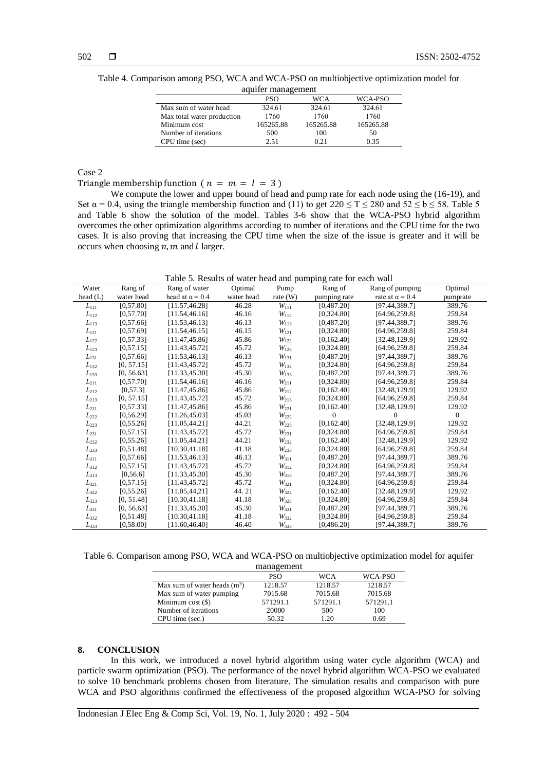Table 4. Comparison among PSO, WCA and WCA-PSO on multiobjective optimization model for aquifer management

| | PSO | WCA | WCA-PSO |
|---|---|---|---|
| Max sum of water head | 324.61 | 324.61 | 324.61 |
| Max total water production | 1760 | 1760 | 1760 |
| Minimum cost | 165265.88 | 165265.88 | 165265.88 |
| Number of iterations | 500 | 100 | 50 |
| CPU time (sec) | 2.51 | 0.21 | 0.35 |

Case 2

Triangle membership function ( $n = m = l = 3$ )

We compute the lower and upper bound of head and pump rate for each node using the (16-19), and Set $\alpha = 0.4$, using the triangle membership function and (11) to get $220 \leq T \leq 280$ and $52 \leq b \leq 58$. Table 5 and Table 6 show the solution of the model. Tables 3-6 show that the WCA-PSO hybrid algorithm overcomes the other optimization algorithms according to number of iterations and the CPU time for the two cases. It is also proving that increasing the CPU time when the size of the issue is greater and it will be occurs when choosing $n, m$ and $l$ larger.

Table 5. Results of water head and pumping rate for each wall

| Water head (L) | Rang of water head | Rang of water head at $\alpha = 0.4$ | Optimal water head | Pump rate (W) | Rang of pumping rate | Rang of pumping rate at $\alpha = 0.4$ | Optimal pumprate |
|---|---|---|---|---|---|---|---|
| $L_{111}$ | [0,57.80] | [11.57,46.28] | 46.28 | $W_{111}$ | [0,487.20] | [97.44,389.7] | 389.76 |
| $L_{112}$ | [0,57.70] | [11.54,46.16] | 46.16 | $W_{112}$ | [0,324.80] | [64.96,259.8] | 259.84 |
| $L_{113}$ | [0,57.66] | [11.53,46.13] | 46.13 | $W_{113}$ | [0,487.20] | [97.44,389.7] | 389.76 |
| $L_{121}$ | [0,57.69] | [11.54,46.15] | 46.15 | $W_{121}$ | [0,324.80] | [64.96,259.8] | 259.84 |
| $L_{122}$ | [0,57.33] | [11.47,45.86] | 45.86 | $W_{122}$ | [0,162.40] | [32.48,129.9] | 129.92 |
| $L_{123}$ | [0,57.15] | [11.43,45.72] | 45.72 | $W_{123}$ | [0,324.80] | [64.96,259.8] | 259.84 |
| $L_{131}$ | [0,57.66] | [11.53,46.13] | 46.13 | $W_{131}$ | [0,487.20] | [97.44,389.7] | 389.76 |
| $L_{132}$ | [0, 57.15] | [11.43,45.72] | 45.72 | $W_{132}$ | [0,324.80] | [64.96,259.8] | 259.84 |
| $L_{133}$ | [0, 56.63] | [11.33,45.30] | 45.30 | $W_{133}$ | [0,487.20] | [97.44,389.7] | 389.76 |
| $L_{211}$ | [0,57.70] | [11.54,46.16] | 46.16 | $W_{211}$ | [0,324.80] | [64.96,259.8] | 259.84 |
| $L_{212}$ | [0,57.3] | [11.47,45.86] | 45.86 | $W_{212}$ | [0,162.40] | [32.48,129.9] | 129.92 |
| $L_{213}$ | [0, 57.15] | [11.43,45.72] | 45.72 | $W_{213}$ | [0,324.80] | [64.96,259.8] | 259.84 |
| $L_{221}$ | [0,57.33] | [11.47,45.86] | 45.86 | $W_{221}$ | [0,162.40] | [32.48,129.9] | 129.92 |
| $L_{222}$ | [0,56.29] | [11.26,45.03] | 45.03 | $W_{222}$ | 0 | 0 | 0 |
| $L_{223}$ | [0,55.26] | [11.05,44.21] | 44.21 | $W_{223}$ | [0,162.40] | [32.48,129.9] | 129.92 |
| $L_{231}$ | [0,57.15] | [11.43,45.72] | 45.72 | $W_{231}$ | [0,324.80] | [64.96,259.8] | 259.84 |
| $L_{232}$ | [0,55.26] | [11.05,44.21] | 44.21 | $W_{232}$ | [0,162.40] | [32.48,129.9] | 129.92 |
| $L_{233}$ | [0,51.48] | [10.30,41.18] | 41.18 | $W_{233}$ | [0,324.80] | [64.96,259.8] | 259.84 |
| $L_{311}$ | [0,57.66] | [11.53,46.13] | 46.13 | $W_{311}$ | [0,487.20] | [97.44,389.7] | 389.76 |
| $L_{312}$ | [0,57.15] | [11.43,45.72] | 45.72 | $W_{312}$ | [0,324.80] | [64.96,259.8] | 259.84 |
| $L_{313}$ | [0,56.6] | [11.33,45.30] | 45.30 | $W_{313}$ | [0,487.20] | [97.44,389.7] | 389.76 |
| $L_{321}$ | [0,57.15] | [11.43,45.72] | 45.72 | $W_{321}$ | [0,324.80] | [64.96,259.8] | 259.84 |
| $L_{322}$ | [0,55.26] | [11.05,44,21] | 44. 21 | $W_{322}$ | [0,162.40] | [32.48,129.9] | 129.92 |
| $L_{323}$ | [0, 51.48] | [10.30,41.18] | 41.18 | $W_{323}$ | [0,324.80] | [64.96,259.8] | 259.84 |
| $L_{331}$ | [0, 56.63] | [11.33,45.30] | 45.30 | $W_{331}$ | [0,487.20] | [97.44,389.7] | 389.76 |
| $L_{332}$ | [0,51.48] | [10.30,41.18] | 41.18 | $W_{332}$ | [0,324.80] | [64.96,259.8] | 259.84 |
| $L_{333}$ | [0,58.00] | [11.60,46.40] | 46.40 | $W_{333}$ | [0,486.20] | [97.44,389.7] | 389.76 |

Table 6. Comparison among PSO, WCA and WCA-PSO on multiobjective optimization model for aquifer management

| | PSO | WCA | WCA-PSO |
|---|---|---|---|
| Max sum of water heads ($m^3$) | 1218.57 | 1218.57 | 1218.57 |
| Max sum of water pumping | 7015.68 | 7015.68 | 7015.68 |
| Minimum cost ($) | 571291.1 | 571291.1 | 571291.1 |
| Number of iterations | 20000 | 500 | 100 |
| CPU time (sec.) | 50.32 | 1.20 | 0.69 |

## 8. CONCLUSION

In this work, we introduced a novel hybrid algorithm using water cycle algorithm (WCA) and particle swarm optimization (PSO). The performance of the novel hybrid algorithm WCA-PSO we evaluated to solve 10 benchmark problems chosen from literature. The simulation results and comparison with pure WCA and PSO algorithms confirmed the effectiveness of the proposed algorithm WCA-PSO for solving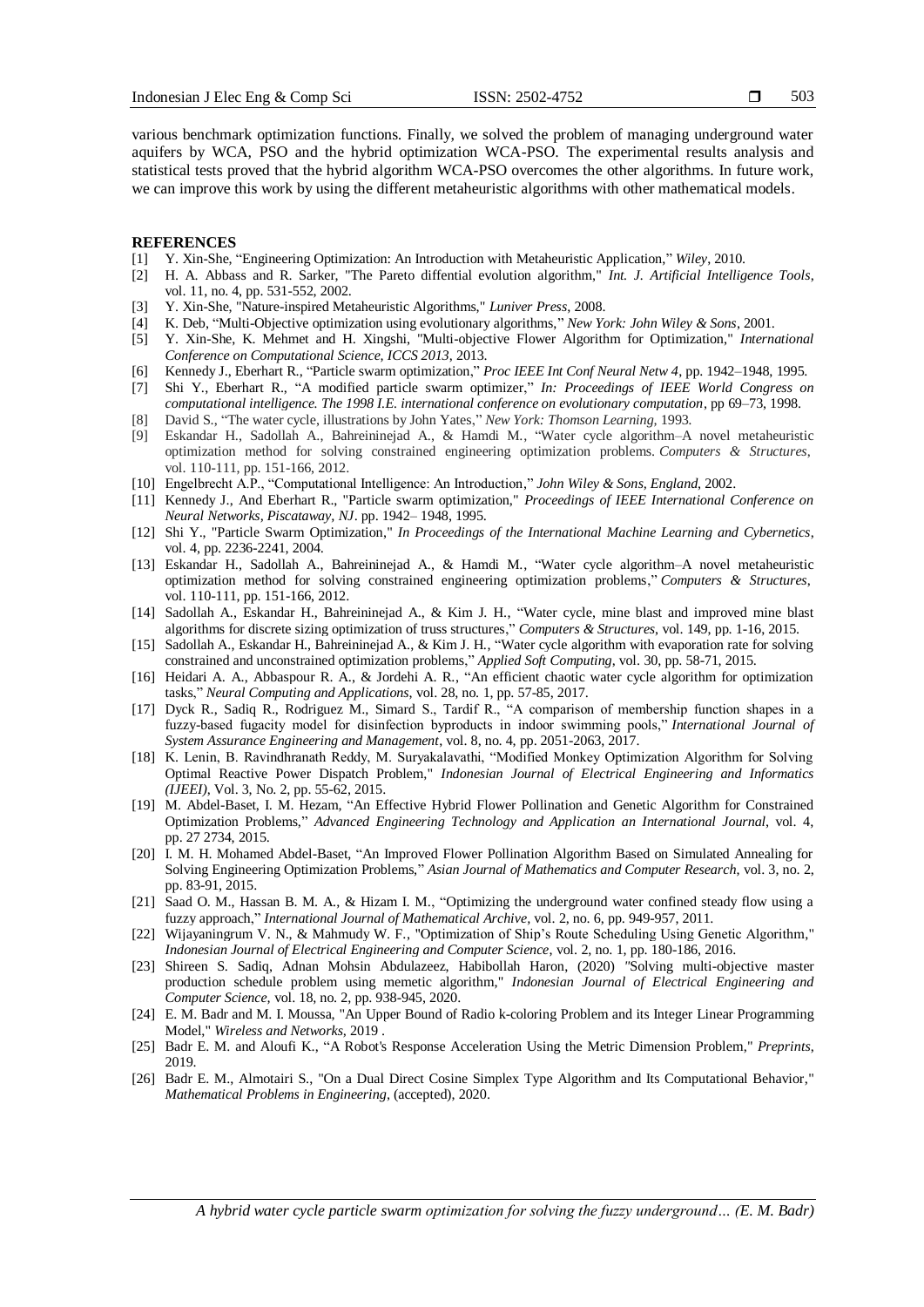various benchmark optimization functions. Finally, we solved the problem of managing underground water aquifers by WCA, PSO and the hybrid optimization WCA-PSO. The experimental results analysis and statistical tests proved that the hybrid algorithm WCA-PSO overcomes the other algorithms. In future work, we can improve this work by using the different metaheuristic algorithms with other mathematical models.

## REFERENCES

[1] Y. Xin-She, "Engineering Optimization: An Introduction with Metaheuristic Application," *Wiley*, 2010.

[2] H. A. Abbass and R. Sarker, "The Pareto diffential evolution algorithm," *Int. J. Artificial Intelligence Tools*, vol. 11, no. 4, pp. 531-552, 2002.

[3] Y. Xin-She, "Nature-inspired Metaheuristic Algorithms," *Luniver Press*, 2008.

[4] K. Deb, "Multi-Objective optimization using evolutionary algorithms," *New York: John Wiley & Sons*, 2001.

[5] Y. Xin-She, K. Mehmet and H. Xingshi, "Multi-objective Flower Algorithm for Optimization," *International Conference on Computational Science, ICCS 2013*, 2013.

[6] Kennedy J., Eberhart R., "Particle swarm optimization," *Proc IEEE Int Conf Neural Netw 4*, pp. 1942–1948, 1995.

[7] Shi Y., Eberhart R., "A modified particle swarm optimizer," *In: Proceedings of IEEE World Congress on computational intelligence. The 1998 I.E. international conference on evolutionary computation*, pp 69–73, 1998.

[8] David S., "The water cycle, illustrations by John Yates," *New York: Thomson Learning*, 1993.

[9] Eskandar H., Sadollah A., Bahreininejad A., & Hamdi M., "Water cycle algorithm–A novel metaheuristic optimization method for solving constrained engineering optimization problems. *Computers & Structures*, vol. 110-111, pp. 151-166, 2012.

[10] Engelbrecht A.P., "Computational Intelligence: An Introduction," *John Wiley & Sons, England*, 2002.

[11] Kennedy J., And Eberhart R., "Particle swarm optimization," *Proceedings of IEEE International Conference on Neural Networks, Piscataway, NJ*. pp. 1942– 1948, 1995.

[12] Shi Y., "Particle Swarm Optimization," *In Proceedings of the International Machine Learning and Cybernetics*, vol. 4, pp. 2236-2241, 2004.

[13] Eskandar H., Sadollah A., Bahreininejad A., & Hamdi M., "Water cycle algorithm–A novel metaheuristic optimization method for solving constrained engineering optimization problems," *Computers & Structures*, vol. 110-111, pp. 151-166, 2012.

[14] Sadollah A., Eskandar H., Bahreininejad A., & Kim J. H., "Water cycle, mine blast and improved mine blast algorithms for discrete sizing optimization of truss structures," *Computers & Structures*, vol. 149, pp. 1-16, 2015.

[15] Sadollah A., Eskandar H., Bahreininejad A., & Kim J. H., "Water cycle algorithm with evaporation rate for solving constrained and unconstrained optimization problems," *Applied Soft Computing*, vol. 30, pp. 58-71, 2015.

[16] Heidari A. A., Abbaspour R. A., & Jordehi A. R., "An efficient chaotic water cycle algorithm for optimization tasks," *Neural Computing and Applications*, vol. 28, no. 1, pp. 57-85, 2017.

[17] Dyck R., Sadiq R., Rodriguez M., Simard S., Tardif R., "A comparison of membership function shapes in a fuzzy-based fugacity model for disinfection byproducts in indoor swimming pools," *International Journal of System Assurance Engineering and Management*, vol. 8, no. 4, pp. 2051-2063, 2017.

[18] K. Lenin, B. Ravindhranath Reddy, M. Suryakalavathi, "Modified Monkey Optimization Algorithm for Solving Optimal Reactive Power Dispatch Problem," *Indonesian Journal of Electrical Engineering and Informatics (IJEEI)*, Vol. 3, No. 2, pp. 55-62, 2015.

[19] M. Abdel-Baset, I. M. Hezam, "An Effective Hybrid Flower Pollination and Genetic Algorithm for Constrained Optimization Problems," *Advanced Engineering Technology and Application an International Journal*, vol. 4, pp. 27 2734, 2015.

[20] I. M. H. Mohamed Abdel-Baset, "An Improved Flower Pollination Algorithm Based on Simulated Annealing for Solving Engineering Optimization Problems," *Asian Journal of Mathematics and Computer Research*, vol. 3, no. 2, pp. 83-91, 2015.

[21] Saad O. M., Hassan B. M. A., & Hizam I. M., "Optimizing the underground water confined steady flow using a fuzzy approach," *International Journal of Mathematical Archive*, vol. 2, no. 6, pp. 949-957, 2011.

[22] Wijayaningrum V. N., & Mahmudy W. F., "Optimization of Ship's Route Scheduling Using Genetic Algorithm," *Indonesian Journal of Electrical Engineering and Computer Science*, vol. 2, no. 1, pp. 180-186, 2016.

[23] Shireen S. Sadiq, Adnan Mohsin Abdulazeez, Habibollah Haron, (2020) "Solving multi-objective master production schedule problem using memetic algorithm," *Indonesian Journal of Electrical Engineering and Computer Science*, vol. 18, no. 2, pp. 938-945, 2020.

[24] E. M. Badr and M. I. Moussa, "An Upper Bound of Radio k-coloring Problem and its Integer Linear Programming Model," *Wireless and Networks*, 2019 .

[25] Badr E. M. and Aloufi K., "A Robot's Response Acceleration Using the Metric Dimension Problem," *Preprints*, 2019.

[26] Badr E. M., Almotairi S., "On a Dual Direct Cosine Simplex Type Algorithm and Its Computational Behavior," *Mathematical Problems in Engineering*, (accepted), 2020.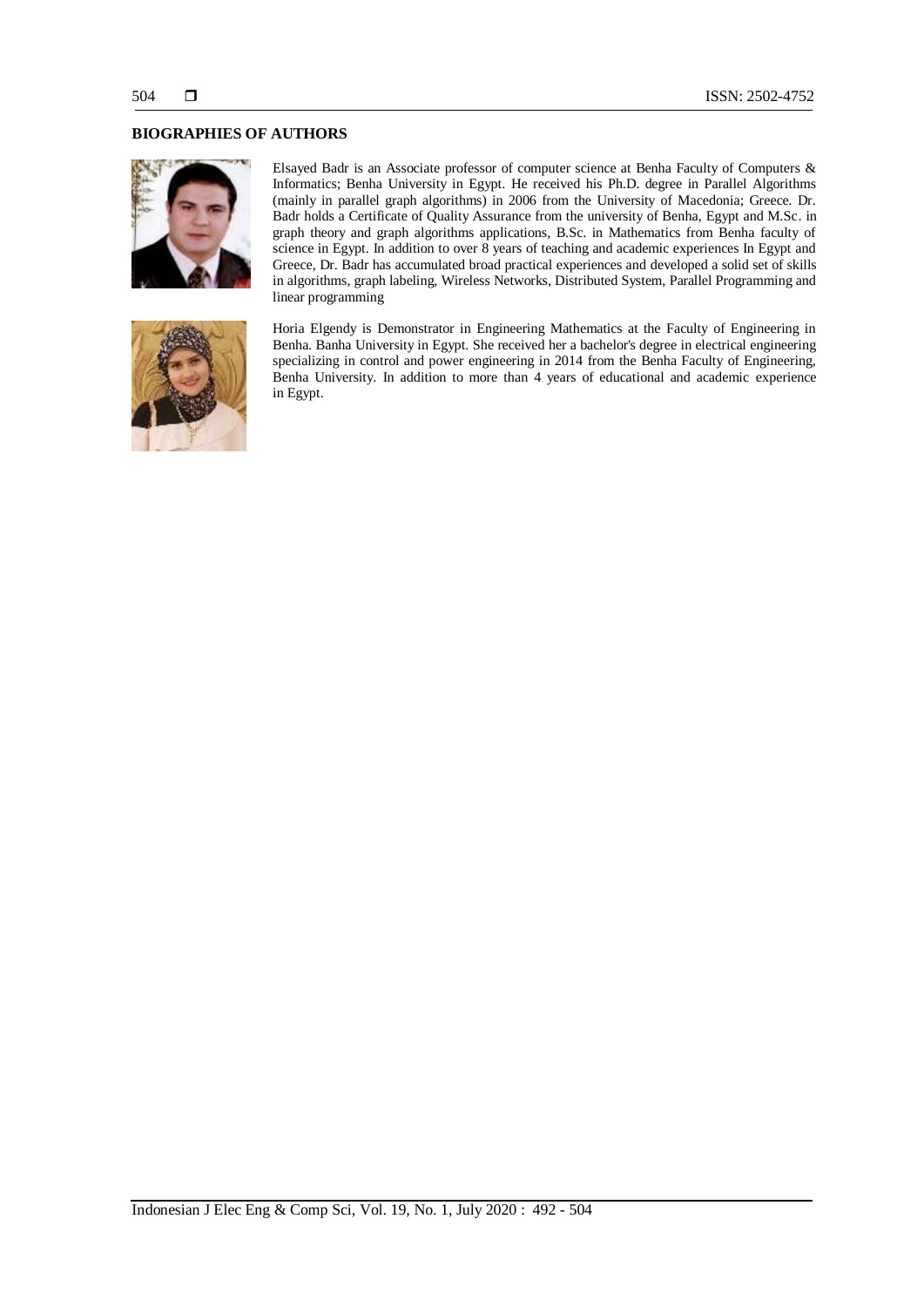**BIOGRAPHIES OF AUTHORS**

Elsayed Badr is an Associate professor of computer science at Benha Faculty of Computers & Informatics; Benha University in Egypt. He received his Ph.D. degree in Parallel Algorithms (mainly in parallel graph algorithms) in 2006 from the University of Macedonia; Greece. Dr. Badr holds a Certificate of Quality Assurance from the university of Benha, Egypt and M.Sc. in graph theory and graph algorithms applications, B.Sc. in Mathematics from Benha faculty of science in Egypt. In addition to over 8 years of teaching and academic experiences In Egypt and Greece, Dr. Badr has accumulated broad practical experiences and developed a solid set of skills in algorithms, graph labeling, Wireless Networks, Distributed System, Parallel Programming and linear programming

Horia Elgendy is Demonstrator in Engineering Mathematics at the Faculty of Engineering in Benha. Banha University in Egypt. She received her a bachelor's degree in electrical engineering specializing in control and power engineering in 2014 from the Benha Faculty of Engineering, Benha University. In addition to more than 4 years of educational and academic experience in Egypt.